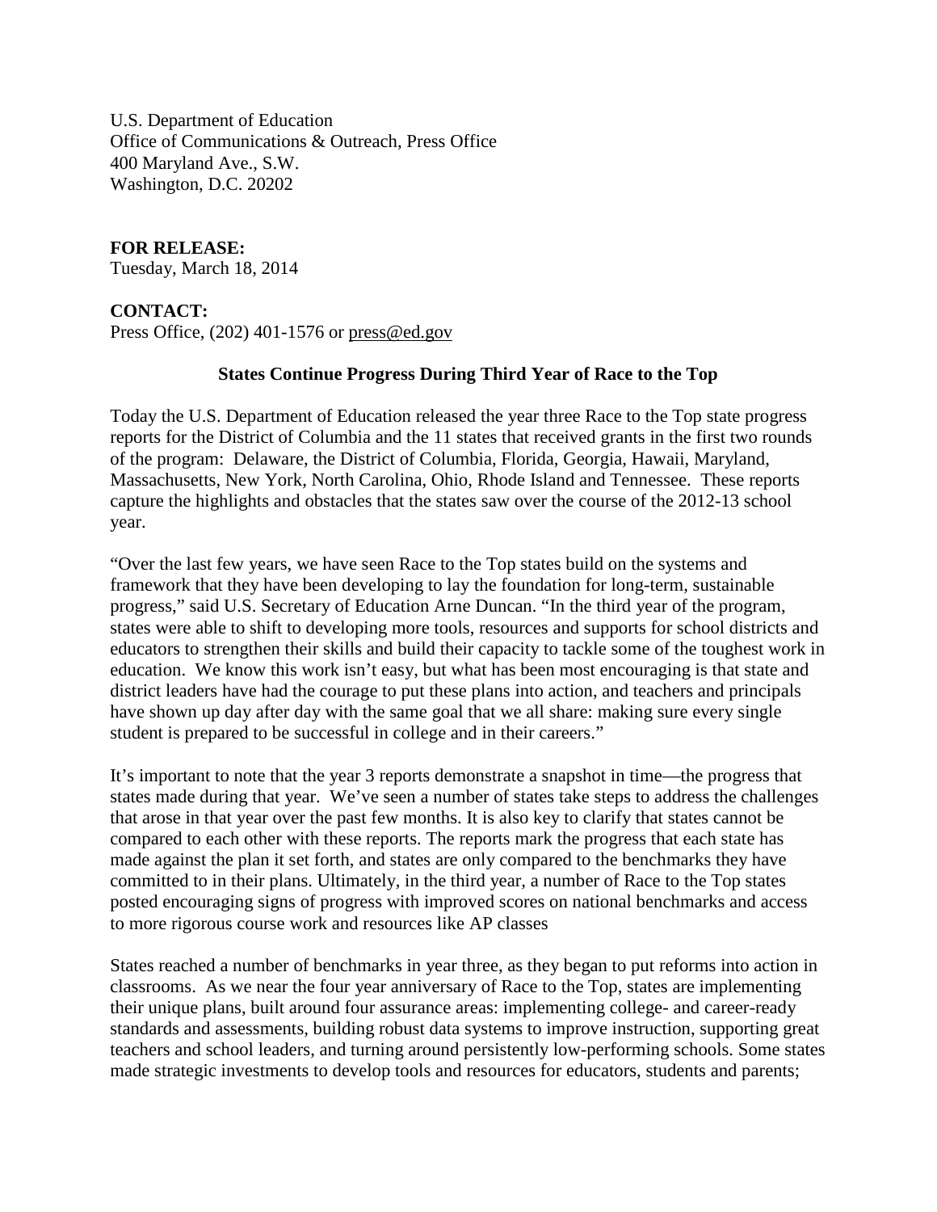U.S. Department of Education
Office of Communications & Outreach, Press Office
400 Maryland Ave., S.W.
Washington, D.C. 20202

**FOR RELEASE:**
Tuesday, March 18, 2014

**CONTACT:**
Press Office, (202) 401-1576 or press@ed.gov

**States Continue Progress During Third Year of Race to the Top**

Today the U.S. Department of Education released the year three Race to the Top state progress reports for the District of Columbia and the 11 states that received grants in the first two rounds of the program: Delaware, the District of Columbia, Florida, Georgia, Hawaii, Maryland, Massachusetts, New York, North Carolina, Ohio, Rhode Island and Tennessee. These reports capture the highlights and obstacles that the states saw over the course of the 2012-13 school year.

"Over the last few years, we have seen Race to the Top states build on the systems and framework that they have been developing to lay the foundation for long-term, sustainable progress," said U.S. Secretary of Education Arne Duncan. "In the third year of the program, states were able to shift to developing more tools, resources and supports for school districts and educators to strengthen their skills and build their capacity to tackle some of the toughest work in education. We know this work isn't easy, but what has been most encouraging is that state and district leaders have had the courage to put these plans into action, and teachers and principals have shown up day after day with the same goal that we all share: making sure every single student is prepared to be successful in college and in their careers."

It's important to note that the year 3 reports demonstrate a snapshot in time—the progress that states made during that year. We've seen a number of states take steps to address the challenges that arose in that year over the past few months. It is also key to clarify that states cannot be compared to each other with these reports. The reports mark the progress that each state has made against the plan it set forth, and states are only compared to the benchmarks they have committed to in their plans. Ultimately, in the third year, a number of Race to the Top states posted encouraging signs of progress with improved scores on national benchmarks and access to more rigorous course work and resources like AP classes

States reached a number of benchmarks in year three, as they began to put reforms into action in classrooms. As we near the four year anniversary of Race to the Top, states are implementing their unique plans, built around four assurance areas: implementing college- and career-ready standards and assessments, building robust data systems to improve instruction, supporting great teachers and school leaders, and turning around persistently low-performing schools. Some states made strategic investments to develop tools and resources for educators, students and parents;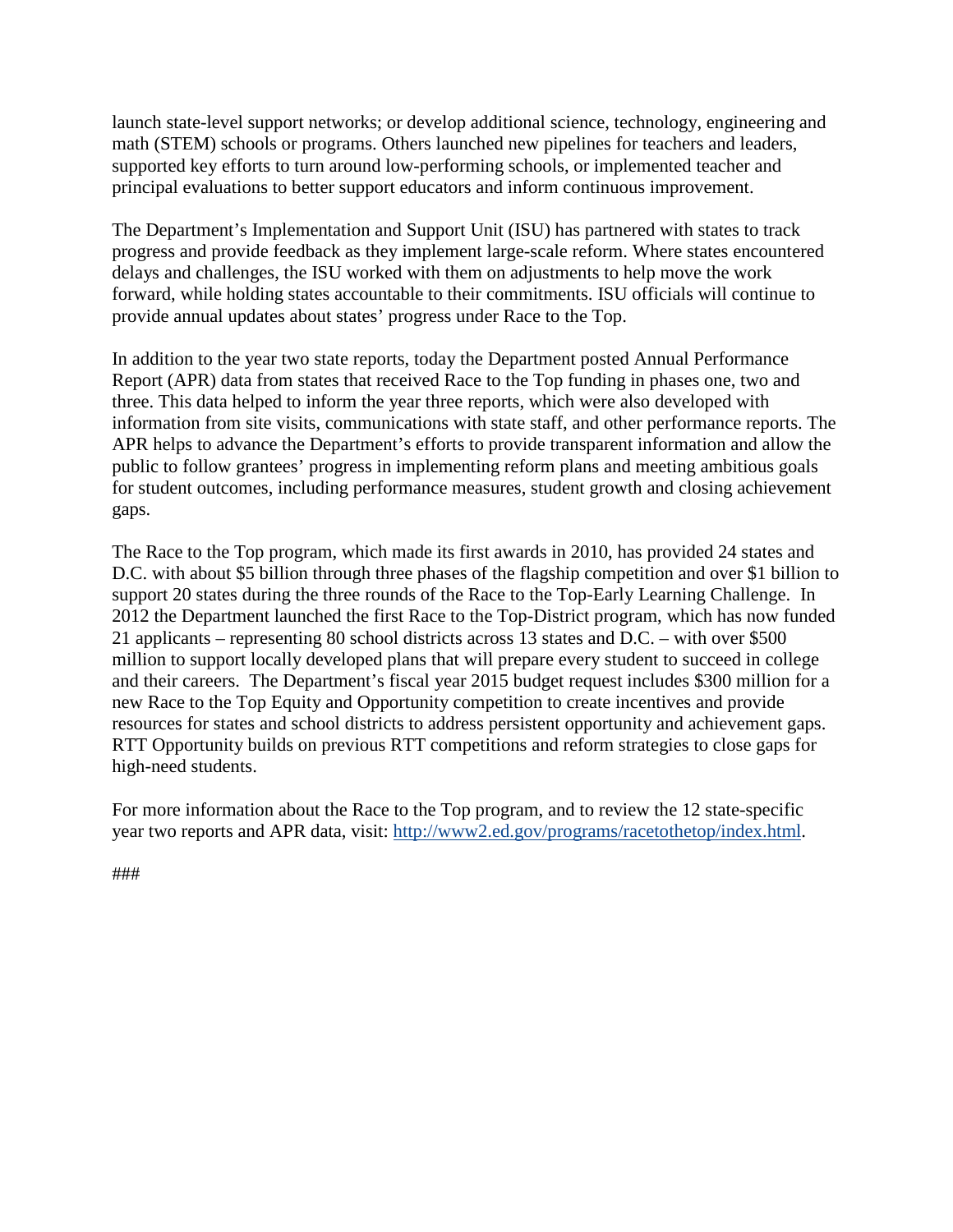launch state-level support networks; or develop additional science, technology, engineering and math (STEM) schools or programs. Others launched new pipelines for teachers and leaders, supported key efforts to turn around low-performing schools, or implemented teacher and principal evaluations to better support educators and inform continuous improvement.

The Department's Implementation and Support Unit (ISU) has partnered with states to track progress and provide feedback as they implement large-scale reform. Where states encountered delays and challenges, the ISU worked with them on adjustments to help move the work forward, while holding states accountable to their commitments. ISU officials will continue to provide annual updates about states' progress under Race to the Top.

In addition to the year two state reports, today the Department posted Annual Performance Report (APR) data from states that received Race to the Top funding in phases one, two and three. This data helped to inform the year three reports, which were also developed with information from site visits, communications with state staff, and other performance reports. The APR helps to advance the Department's efforts to provide transparent information and allow the public to follow grantees' progress in implementing reform plans and meeting ambitious goals for student outcomes, including performance measures, student growth and closing achievement gaps.

The Race to the Top program, which made its first awards in 2010, has provided 24 states and D.C. with about $5 billion through three phases of the flagship competition and over $1 billion to support 20 states during the three rounds of the Race to the Top-Early Learning Challenge. In 2012 the Department launched the first Race to the Top-District program, which has now funded 21 applicants – representing 80 school districts across 13 states and D.C. – with over $500 million to support locally developed plans that will prepare every student to succeed in college and their careers. The Department's fiscal year 2015 budget request includes $300 million for a new Race to the Top Equity and Opportunity competition to create incentives and provide resources for states and school districts to address persistent opportunity and achievement gaps. RTT Opportunity builds on previous RTT competitions and reform strategies to close gaps for high-need students.

For more information about the Race to the Top program, and to review the 12 state-specific year two reports and APR data, visit: [http://www2.ed.gov/programs/racetothetop/index.html](http://www2.ed.gov/programs/racetothetop/index.html).

###